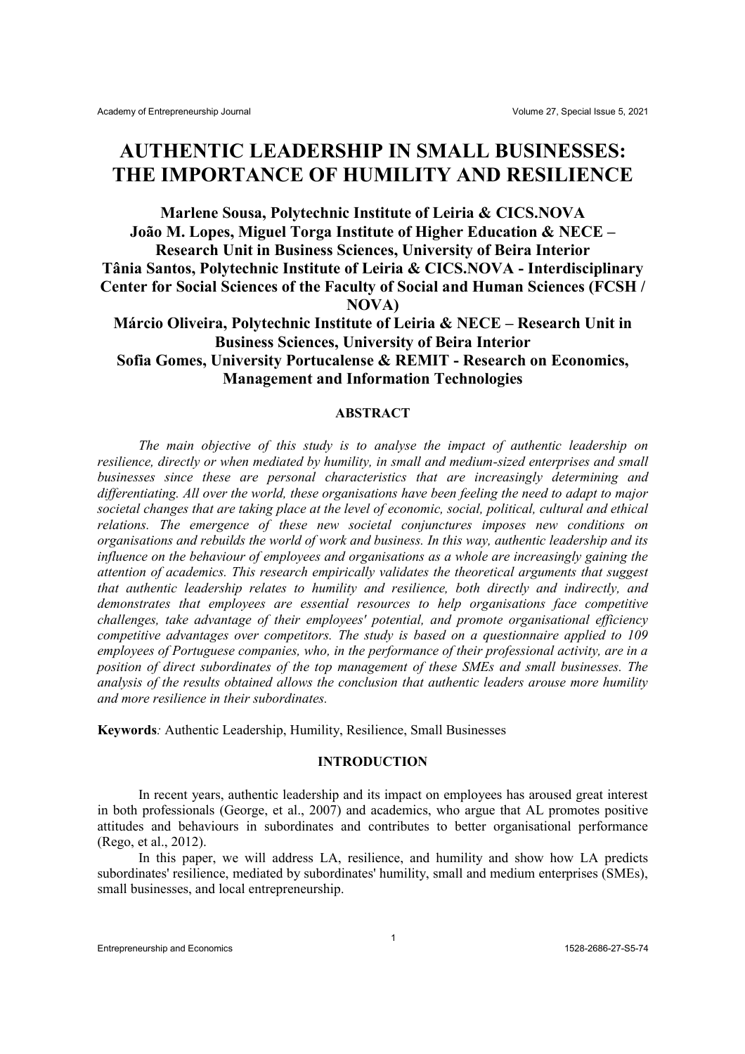# AUTHENTIC LEADERSHIP IN SMALL BUSINESSES: THE IMPORTANCE OF HUMILITY AND RESILIENCE

**Marlene Sousa, Polytechnic Institute of Leiria & CICS.NOVA**
**João M. Lopes, Miguel Torga Institute of Higher Education & NECE – Research Unit in Business Sciences, University of Beira Interior**
**Tânia Santos, Polytechnic Institute of Leiria & CICS.NOVA - Interdisciplinary Center for Social Sciences of the Faculty of Social and Human Sciences (FCSH / NOVA)**
**Márcio Oliveira, Polytechnic Institute of Leiria & NECE – Research Unit in Business Sciences, University of Beira Interior**
**Sofia Gomes, University Portucalense & REMIT - Research on Economics, Management and Information Technologies**

## ABSTRACT

*The main objective of this study is to analyse the impact of authentic leadership on resilience, directly or when mediated by humility, in small and medium-sized enterprises and small businesses since these are personal characteristics that are increasingly determining and differentiating. All over the world, these organisations have been feeling the need to adapt to major societal changes that are taking place at the level of economic, social, political, cultural and ethical relations. The emergence of these new societal conjunctures imposes new conditions on organisations and rebuilds the world of work and business. In this way, authentic leadership and its influence on the behaviour of employees and organisations as a whole are increasingly gaining the attention of academics. This research empirically validates the theoretical arguments that suggest that authentic leadership relates to humility and resilience, both directly and indirectly, and demonstrates that employees are essential resources to help organisations face competitive challenges, take advantage of their employees' potential, and promote organisational efficiency competitive advantages over competitors. The study is based on a questionnaire applied to 109 employees of Portuguese companies, who, in the performance of their professional activity, are in a position of direct subordinates of the top management of these SMEs and small businesses. The analysis of the results obtained allows the conclusion that authentic leaders arouse more humility and more resilience in their subordinates.*

**Keywords***:* Authentic Leadership, Humility, Resilience, Small Businesses

## INTRODUCTION

In recent years, authentic leadership and its impact on employees has aroused great interest in both professionals (George, et al., 2007) and academics, who argue that AL promotes positive attitudes and behaviours in subordinates and contributes to better organisational performance (Rego, et al., 2012).

In this paper, we will address LA, resilience, and humility and show how LA predicts subordinates' resilience, mediated by subordinates' humility, small and medium enterprises (SMEs), small businesses, and local entrepreneurship.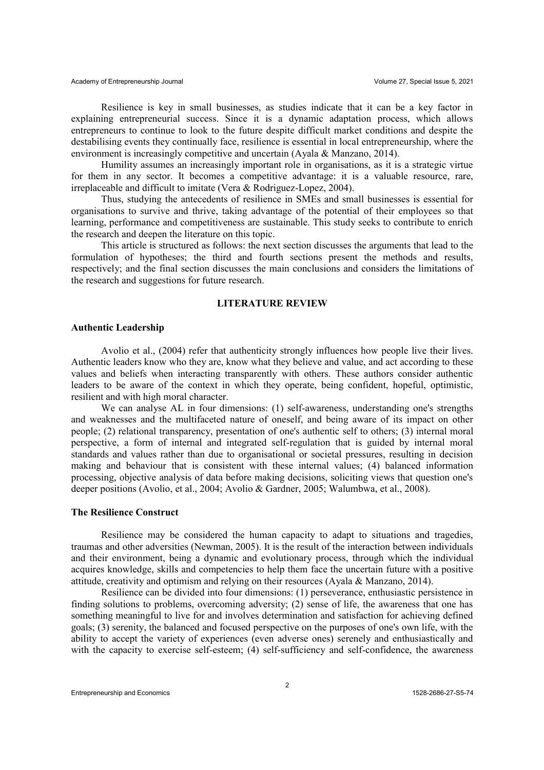Resilience is key in small businesses, as studies indicate that it can be a key factor in explaining entrepreneurial success. Since it is a dynamic adaptation process, which allows entrepreneurs to continue to look to the future despite difficult market conditions and despite the destabilising events they continually face, resilience is essential in local entrepreneurship, where the environment is increasingly competitive and uncertain (Ayala & Manzano, 2014).

Humility assumes an increasingly important role in organisations, as it is a strategic virtue for them in any sector. It becomes a competitive advantage: it is a valuable resource, rare, irreplaceable and difficult to imitate (Vera & Rodriguez-Lopez, 2004).

Thus, studying the antecedents of resilience in SMEs and small businesses is essential for organisations to survive and thrive, taking advantage of the potential of their employees so that learning, performance and competitiveness are sustainable. This study seeks to contribute to enrich the research and deepen the literature on this topic.

This article is structured as follows: the next section discusses the arguments that lead to the formulation of hypotheses; the third and fourth sections present the methods and results, respectively; and the final section discusses the main conclusions and considers the limitations of the research and suggestions for future research.

## LITERATURE REVIEW

### Authentic Leadership

Avolio et al., (2004) refer that authenticity strongly influences how people live their lives. Authentic leaders know who they are, know what they believe and value, and act according to these values and beliefs when interacting transparently with others. These authors consider authentic leaders to be aware of the context in which they operate, being confident, hopeful, optimistic, resilient and with high moral character.

We can analyse AL in four dimensions: (1) self-awareness, understanding one's strengths and weaknesses and the multifaceted nature of oneself, and being aware of its impact on other people; (2) relational transparency, presentation of one's authentic self to others; (3) internal moral perspective, a form of internal and integrated self-regulation that is guided by internal moral standards and values rather than due to organisational or societal pressures, resulting in decision making and behaviour that is consistent with these internal values; (4) balanced information processing, objective analysis of data before making decisions, soliciting views that question one's deeper positions (Avolio, et al., 2004; Avolio & Gardner, 2005; Walumbwa, et al., 2008).

### The Resilience Construct

Resilience may be considered the human capacity to adapt to situations and tragedies, traumas and other adversities (Newman, 2005). It is the result of the interaction between individuals and their environment, being a dynamic and evolutionary process, through which the individual acquires knowledge, skills and competencies to help them face the uncertain future with a positive attitude, creativity and optimism and relying on their resources (Ayala & Manzano, 2014).

Resilience can be divided into four dimensions: (1) perseverance, enthusiastic persistence in finding solutions to problems, overcoming adversity; (2) sense of life, the awareness that one has something meaningful to live for and involves determination and satisfaction for achieving defined goals; (3) serenity, the balanced and focused perspective on the purposes of one's own life, with the ability to accept the variety of experiences (even adverse ones) serenely and enthusiastically and with the capacity to exercise self-esteem; (4) self-sufficiency and self-confidence, the awareness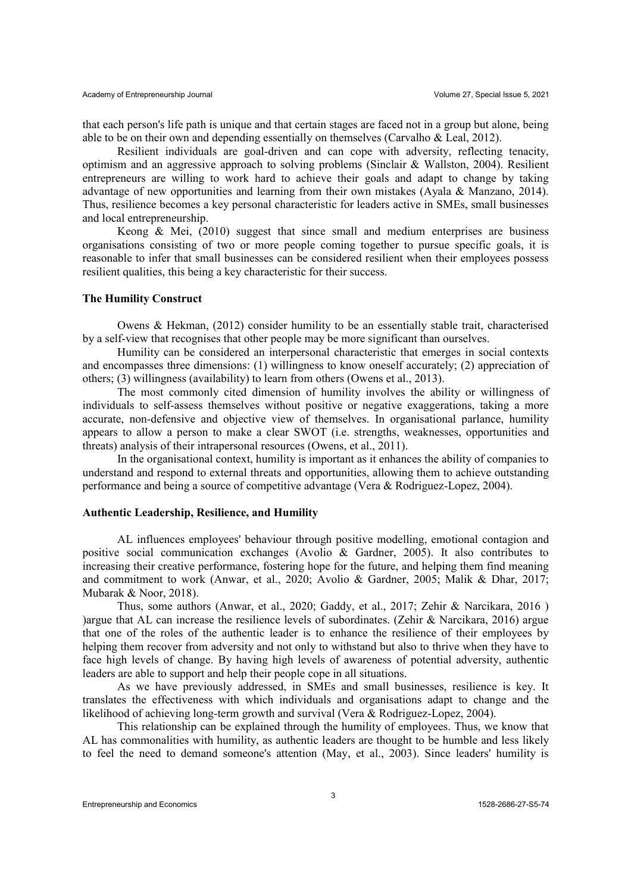that each person's life path is unique and that certain stages are faced not in a group but alone, being able to be on their own and depending essentially on themselves (Carvalho & Leal, 2012).

Resilient individuals are goal-driven and can cope with adversity, reflecting tenacity, optimism and an aggressive approach to solving problems (Sinclair & Wallston, 2004). Resilient entrepreneurs are willing to work hard to achieve their goals and adapt to change by taking advantage of new opportunities and learning from their own mistakes (Ayala & Manzano, 2014). Thus, resilience becomes a key personal characteristic for leaders active in SMEs, small businesses and local entrepreneurship.

Keong & Mei, (2010) suggest that since small and medium enterprises are business organisations consisting of two or more people coming together to pursue specific goals, it is reasonable to infer that small businesses can be considered resilient when their employees possess resilient qualities, this being a key characteristic for their success.

### The Humility Construct

Owens & Hekman, (2012) consider humility to be an essentially stable trait, characterised by a self-view that recognises that other people may be more significant than ourselves.

Humility can be considered an interpersonal characteristic that emerges in social contexts and encompasses three dimensions: (1) willingness to know oneself accurately; (2) appreciation of others; (3) willingness (availability) to learn from others (Owens et al., 2013).

The most commonly cited dimension of humility involves the ability or willingness of individuals to self-assess themselves without positive or negative exaggerations, taking a more accurate, non-defensive and objective view of themselves. In organisational parlance, humility appears to allow a person to make a clear SWOT (i.e. strengths, weaknesses, opportunities and threats) analysis of their intrapersonal resources (Owens, et al., 2011).

In the organisational context, humility is important as it enhances the ability of companies to understand and respond to external threats and opportunities, allowing them to achieve outstanding performance and being a source of competitive advantage (Vera & Rodriguez-Lopez, 2004).

### Authentic Leadership, Resilience, and Humility

AL influences employees' behaviour through positive modelling, emotional contagion and positive social communication exchanges (Avolio & Gardner, 2005). It also contributes to increasing their creative performance, fostering hope for the future, and helping them find meaning and commitment to work (Anwar, et al., 2020; Avolio & Gardner, 2005; Malik & Dhar, 2017; Mubarak & Noor, 2018).

Thus, some authors (Anwar, et al., 2020; Gaddy, et al., 2017; Zehir & Narcikara, 2016 ) )argue that AL can increase the resilience levels of subordinates. (Zehir & Narcikara, 2016) argue that one of the roles of the authentic leader is to enhance the resilience of their employees by helping them recover from adversity and not only to withstand but also to thrive when they have to face high levels of change. By having high levels of awareness of potential adversity, authentic leaders are able to support and help their people cope in all situations.

As we have previously addressed, in SMEs and small businesses, resilience is key. It translates the effectiveness with which individuals and organisations adapt to change and the likelihood of achieving long-term growth and survival (Vera & Rodriguez-Lopez, 2004).

This relationship can be explained through the humility of employees. Thus, we know that AL has commonalities with humility, as authentic leaders are thought to be humble and less likely to feel the need to demand someone's attention (May, et al., 2003). Since leaders' humility is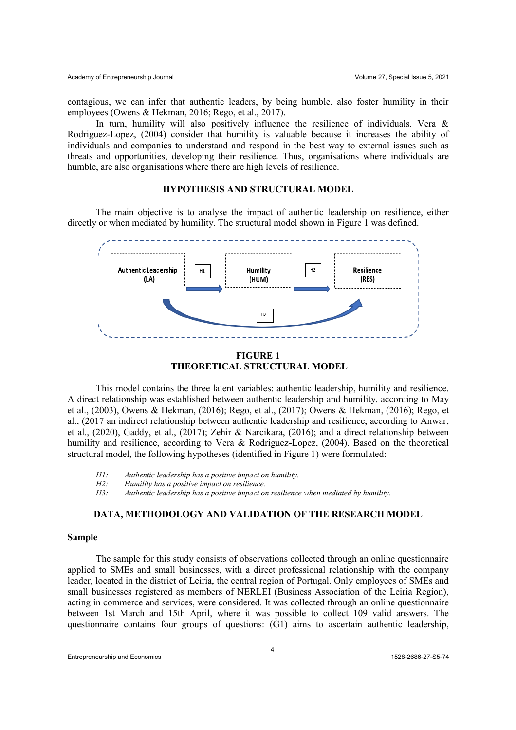contagious, we can infer that authentic leaders, by being humble, also foster humility in their employees (Owens & Hekman, 2016; Rego, et al., 2017).

In turn, humility will also positively influence the resilience of individuals. Vera & Rodriguez-Lopez, (2004) consider that humility is valuable because it increases the ability of individuals and companies to understand and respond in the best way to external issues such as threats and opportunities, developing their resilience. Thus, organisations where individuals are humble, are also organisations where there are high levels of resilience.

## HYPOTHESIS AND STRUCTURAL MODEL

The main objective is to analyse the impact of authentic leadership on resilience, either directly or when mediated by humility. The structural model shown in Figure 1 was defined.

Authentic Leadership (LA) → H1 → Humility (HUM) → H2 → Resilience (RES)

Authentic Leadership (LA) → H3 → Resilience (RES)

**FIGURE 1**
**THEORETICAL STRUCTURAL MODEL**

This model contains the three latent variables: authentic leadership, humility and resilience. A direct relationship was established between authentic leadership and humility, according to May et al., (2003), Owens & Hekman, (2016); Rego, et al., (2017); Owens & Hekman, (2016); Rego, et al., (2017 an indirect relationship between authentic leadership and resilience, according to Anwar, et al., (2020), Gaddy, et al., (2017); Zehir & Narcikara, (2016); and a direct relationship between humility and resilience, according to Vera & Rodriguez-Lopez, (2004). Based on the theoretical structural model, the following hypotheses (identified in Figure 1) were formulated:

*H1:* *Authentic leadership has a positive impact on humility.*
*H2:* *Humility has a positive impact on resilience.*
*H3:* *Authentic leadership has a positive impact on resilience when mediated by humility.*

## DATA, METHODOLOGY AND VALIDATION OF THE RESEARCH MODEL

### Sample

The sample for this study consists of observations collected through an online questionnaire applied to SMEs and small businesses, with a direct professional relationship with the company leader, located in the district of Leiria, the central region of Portugal. Only employees of SMEs and small businesses registered as members of NERLEI (Business Association of the Leiria Region), acting in commerce and services, were considered. It was collected through an online questionnaire between 1st March and 15th April, where it was possible to collect 109 valid answers. The questionnaire contains four groups of questions: (G1) aims to ascertain authentic leadership,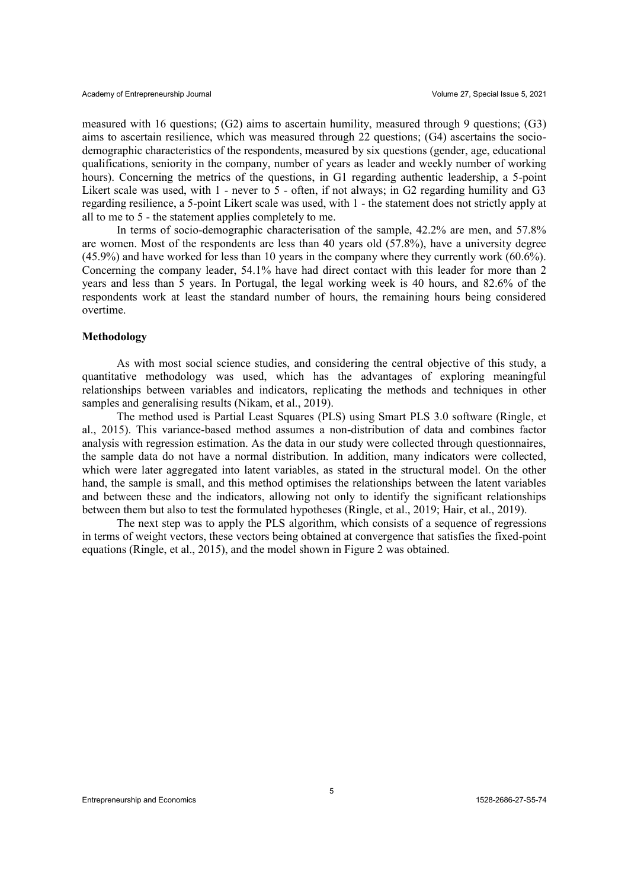measured with 16 questions; (G2) aims to ascertain humility, measured through 9 questions; (G3) aims to ascertain resilience, which was measured through 22 questions; (G4) ascertains the socio-demographic characteristics of the respondents, measured by six questions (gender, age, educational qualifications, seniority in the company, number of years as leader and weekly number of working hours). Concerning the metrics of the questions, in G1 regarding authentic leadership, a 5-point Likert scale was used, with 1 - never to 5 - often, if not always; in G2 regarding humility and G3 regarding resilience, a 5-point Likert scale was used, with 1 - the statement does not strictly apply at all to me to 5 - the statement applies completely to me.

In terms of socio-demographic characterisation of the sample, 42.2% are men, and 57.8% are women. Most of the respondents are less than 40 years old (57.8%), have a university degree (45.9%) and have worked for less than 10 years in the company where they currently work (60.6%). Concerning the company leader, 54.1% have had direct contact with this leader for more than 2 years and less than 5 years. In Portugal, the legal working week is 40 hours, and 82.6% of the respondents work at least the standard number of hours, the remaining hours being considered overtime.

### Methodology

As with most social science studies, and considering the central objective of this study, a quantitative methodology was used, which has the advantages of exploring meaningful relationships between variables and indicators, replicating the methods and techniques in other samples and generalising results (Nikam, et al., 2019).

The method used is Partial Least Squares (PLS) using Smart PLS 3.0 software (Ringle, et al., 2015). This variance-based method assumes a non-distribution of data and combines factor analysis with regression estimation. As the data in our study were collected through questionnaires, the sample data do not have a normal distribution. In addition, many indicators were collected, which were later aggregated into latent variables, as stated in the structural model. On the other hand, the sample is small, and this method optimises the relationships between the latent variables and between these and the indicators, allowing not only to identify the significant relationships between them but also to test the formulated hypotheses (Ringle, et al., 2019; Hair, et al., 2019).

The next step was to apply the PLS algorithm, which consists of a sequence of regressions in terms of weight vectors, these vectors being obtained at convergence that satisfies the fixed-point equations (Ringle, et al., 2015), and the model shown in Figure 2 was obtained.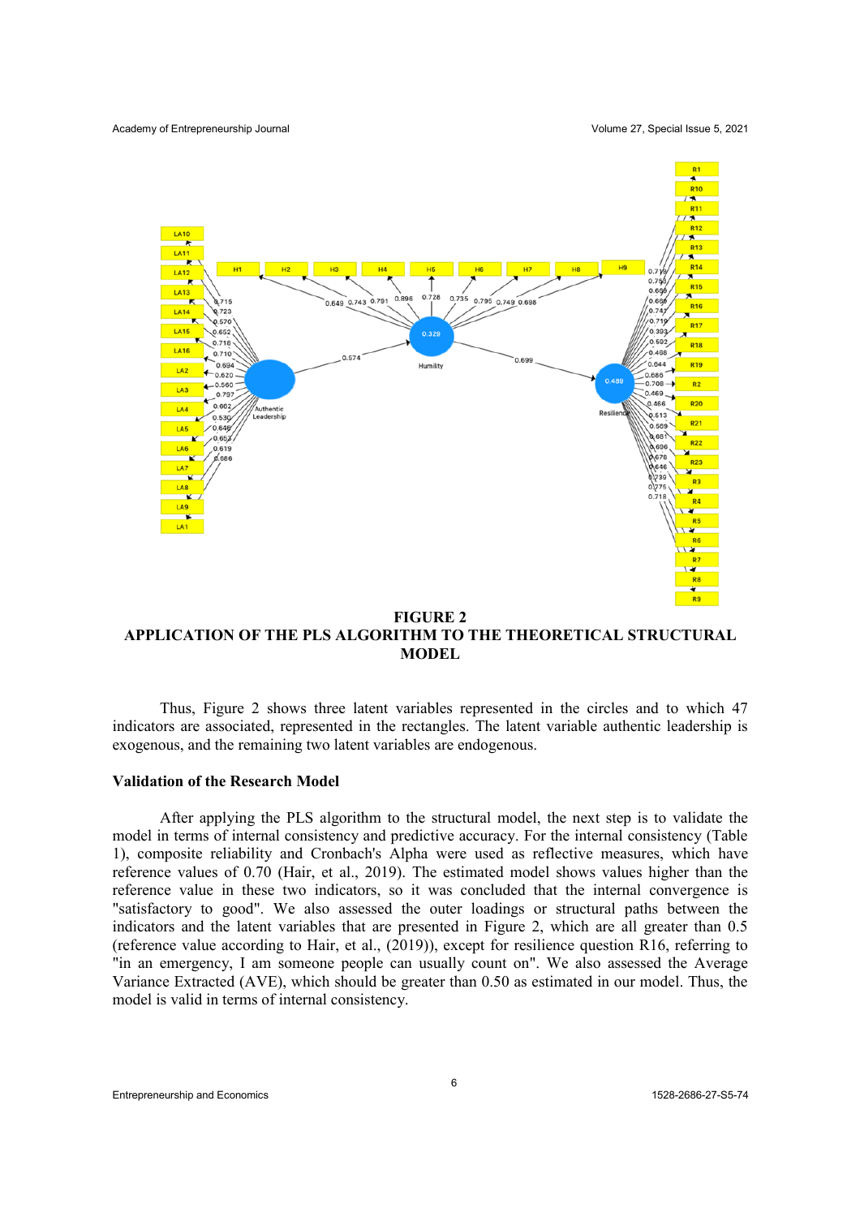**FIGURE 2**
**APPLICATION OF THE PLS ALGORITHM TO THE THEORETICAL STRUCTURAL MODEL**

Thus, Figure 2 shows three latent variables represented in the circles and to which 47 indicators are associated, represented in the rectangles. The latent variable authentic leadership is exogenous, and the remaining two latent variables are endogenous.

## Validation of the Research Model

After applying the PLS algorithm to the structural model, the next step is to validate the model in terms of internal consistency and predictive accuracy. For the internal consistency (Table 1), composite reliability and Cronbach's Alpha were used as reflective measures, which have reference values of 0.70 (Hair, et al., 2019). The estimated model shows values higher than the reference value in these two indicators, so it was concluded that the internal convergence is "satisfactory to good". We also assessed the outer loadings or structural paths between the indicators and the latent variables that are presented in Figure 2, which are all greater than 0.5 (reference value according to Hair, et al., (2019)), except for resilience question R16, referring to "in an emergency, I am someone people can usually count on". We also assessed the Average Variance Extracted (AVE), which should be greater than 0.50 as estimated in our model. Thus, the model is valid in terms of internal consistency.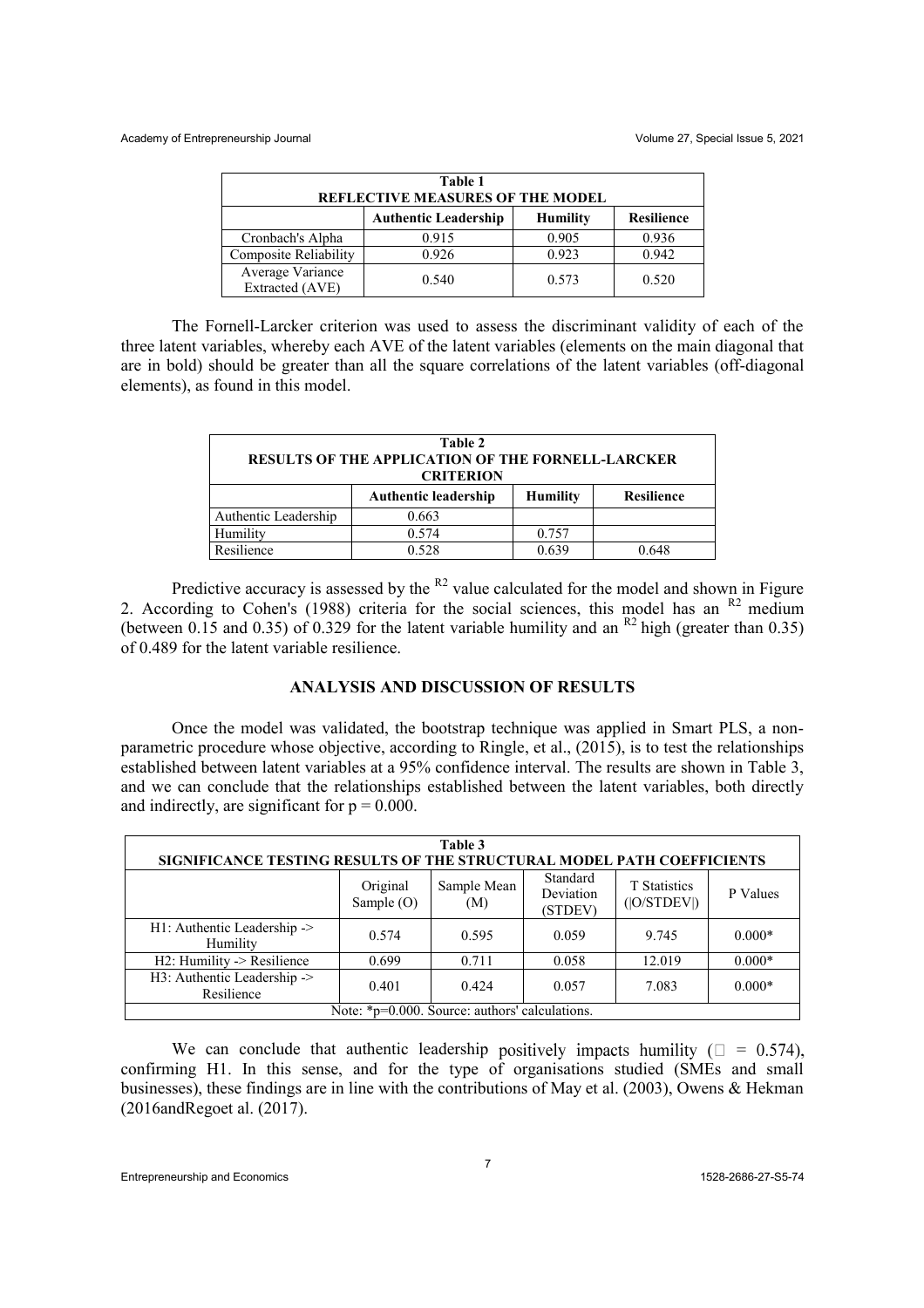| Table 1<br>REFLECTIVE MEASURES OF THE MODEL | | | |
|---|---|---|---|
| | **Authentic Leadership** | **Humility** | **Resilience** |
| Cronbach's Alpha | 0.915 | 0.905 | 0.936 |
| Composite Reliability | 0.926 | 0.923 | 0.942 |
| Average Variance Extracted (AVE) | 0.540 | 0.573 | 0.520 |

The Fornell-Larcker criterion was used to assess the discriminant validity of each of the three latent variables, whereby each AVE of the latent variables (elements on the main diagonal that are in bold) should be greater than all the square correlations of the latent variables (off-diagonal elements), as found in this model.

| Table 2<br>RESULTS OF THE APPLICATION OF THE FORNELL-LARCKER CRITERION | | | |
|---|---|---|---|
| | **Authentic leadership** | **Humility** | **Resilience** |
| Authentic Leadership | 0.663 | | |
| Humility | 0.574 | 0.757 | |
| Resilience | 0.528 | 0.639 | 0.648 |

Predictive accuracy is assessed by the $^{R2}$ value calculated for the model and shown in Figure 2. According to Cohen's (1988) criteria for the social sciences, this model has an $^{R2}$ medium (between 0.15 and 0.35) of 0.329 for the latent variable humility and an $^{R2}$ high (greater than 0.35) of 0.489 for the latent variable resilience.

## ANALYSIS AND DISCUSSION OF RESULTS

Once the model was validated, the bootstrap technique was applied in Smart PLS, a non-parametric procedure whose objective, according to Ringle, et al., (2015), is to test the relationships established between latent variables at a 95% confidence interval. The results are shown in Table 3, and we can conclude that the relationships established between the latent variables, both directly and indirectly, are significant for $p = 0.000$.

| Table 3<br>SIGNIFICANCE TESTING RESULTS OF THE STRUCTURAL MODEL PATH COEFFICIENTS | | | | | |
|---|---|---|---|---|---|
| | Original Sample (O) | Sample Mean (M) | Standard Deviation (STDEV) | T Statistics (\|O/STDEV\|) | P Values |
| H1: Authentic Leadership -> Humility | 0.574 | 0.595 | 0.059 | 9.745 | 0.000* |
| H2: Humility -> Resilience | 0.699 | 0.711 | 0.058 | 12.019 | 0.000* |
| H3: Authentic Leadership -> Resilience | 0.401 | 0.424 | 0.057 | 7.083 | 0.000* |
| Note: *p=0.000. Source: authors' calculations. | | | | | |

We can conclude that authentic leadership positively impacts humility (□ = 0.574), confirming H1. In this sense, and for the type of organisations studied (SMEs and small businesses), these findings are in line with the contributions of May et al. (2003), Owens & Hekman (2016andRegoet al. (2017).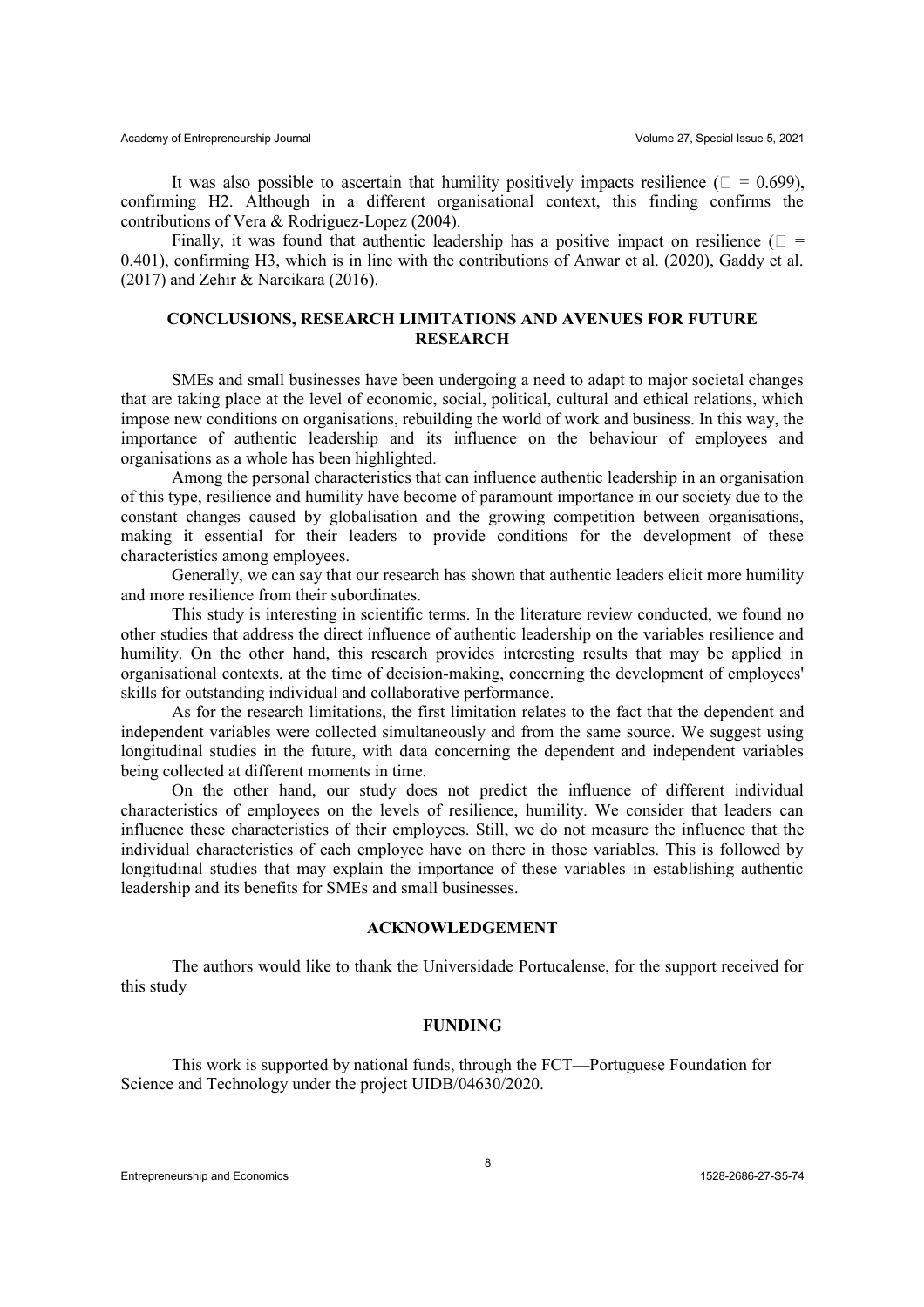It was also possible to ascertain that humility positively impacts resilience ($\beta$ = 0.699), confirming H2. Although in a different organisational context, this finding confirms the contributions of Vera & Rodriguez-Lopez (2004).

Finally, it was found that authentic leadership has a positive impact on resilience ($\beta$ = 0.401), confirming H3, which is in line with the contributions of Anwar et al. (2020), Gaddy et al. (2017) and Zehir & Narcikara (2016).

## CONCLUSIONS, RESEARCH LIMITATIONS AND AVENUES FOR FUTURE RESEARCH

SMEs and small businesses have been undergoing a need to adapt to major societal changes that are taking place at the level of economic, social, political, cultural and ethical relations, which impose new conditions on organisations, rebuilding the world of work and business. In this way, the importance of authentic leadership and its influence on the behaviour of employees and organisations as a whole has been highlighted.

Among the personal characteristics that can influence authentic leadership in an organisation of this type, resilience and humility have become of paramount importance in our society due to the constant changes caused by globalisation and the growing competition between organisations, making it essential for their leaders to provide conditions for the development of these characteristics among employees.

Generally, we can say that our research has shown that authentic leaders elicit more humility and more resilience from their subordinates.

This study is interesting in scientific terms. In the literature review conducted, we found no other studies that address the direct influence of authentic leadership on the variables resilience and humility. On the other hand, this research provides interesting results that may be applied in organisational contexts, at the time of decision-making, concerning the development of employees' skills for outstanding individual and collaborative performance.

As for the research limitations, the first limitation relates to the fact that the dependent and independent variables were collected simultaneously and from the same source. We suggest using longitudinal studies in the future, with data concerning the dependent and independent variables being collected at different moments in time.

On the other hand, our study does not predict the influence of different individual characteristics of employees on the levels of resilience, humility. We consider that leaders can influence these characteristics of their employees. Still, we do not measure the influence that the individual characteristics of each employee have on there in those variables. This is followed by longitudinal studies that may explain the importance of these variables in establishing authentic leadership and its benefits for SMEs and small businesses.

## ACKNOWLEDGEMENT

The authors would like to thank the Universidade Portucalense, for the support received for this study

## FUNDING

This work is supported by national funds, through the FCT—Portuguese Foundation for Science and Technology under the project UIDB/04630/2020.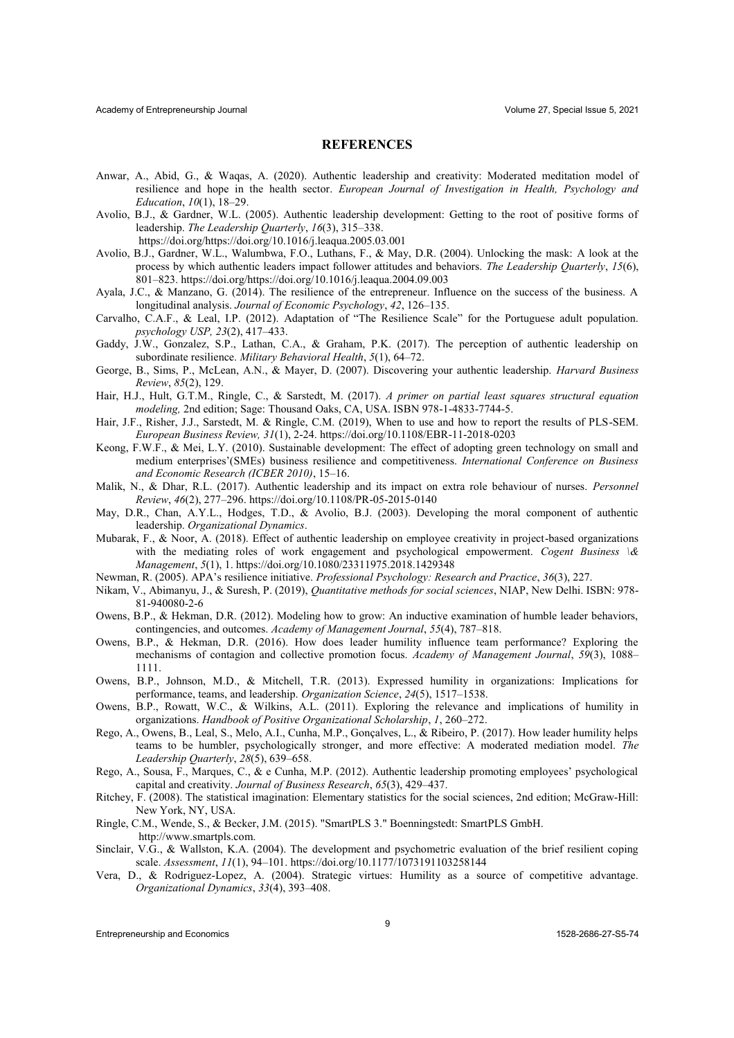## REFERENCES

Anwar, A., Abid, G., & Waqas, A. (2020). Authentic leadership and creativity: Moderated meditation model of resilience and hope in the health sector. *European Journal of Investigation in Health, Psychology and Education*, *10*(1), 18–29.

Avolio, B.J., & Gardner, W.L. (2005). Authentic leadership development: Getting to the root of positive forms of leadership. *The Leadership Quarterly*, *16*(3), 315–338. https://doi.org/https://doi.org/10.1016/j.leaqua.2005.03.001

Avolio, B.J., Gardner, W.L., Walumbwa, F.O., Luthans, F., & May, D.R. (2004). Unlocking the mask: A look at the process by which authentic leaders impact follower attitudes and behaviors. *The Leadership Quarterly*, *15*(6), 801–823. https://doi.org/https://doi.org/10.1016/j.leaqua.2004.09.003

Ayala, J.C., & Manzano, G. (2014). The resilience of the entrepreneur. Influence on the success of the business. A longitudinal analysis. *Journal of Economic Psychology*, *42*, 126–135.

Carvalho, C.A.F., & Leal, I.P. (2012). Adaptation of "The Resilience Scale" for the Portuguese adult population. *psychology USP, 23*(2), 417–433.

Gaddy, J.W., Gonzalez, S.P., Lathan, C.A., & Graham, P.K. (2017). The perception of authentic leadership on subordinate resilience. *Military Behavioral Health*, *5*(1), 64–72.

George, B., Sims, P., McLean, A.N., & Mayer, D. (2007). Discovering your authentic leadership. *Harvard Business Review*, *85*(2), 129.

Hair, H.J., Hult, G.T.M., Ringle, C., & Sarstedt, M. (2017). *A primer on partial least squares structural equation modeling,* 2nd edition; Sage: Thousand Oaks, CA, USA. ISBN 978-1-4833-7744-5.

Hair, J.F., Risher, J.J., Sarstedt, M. & Ringle, C.M. (2019), When to use and how to report the results of PLS-SEM. *European Business Review, 31*(1), 2-24. https://doi.org/10.1108/EBR-11-2018-0203

Keong, F.W.F., & Mei, L.Y. (2010). Sustainable development: The effect of adopting green technology on small and medium enterprises'(SMEs) business resilience and competitiveness. *International Conference on Business and Economic Research (ICBER 2010)*, 15–16.

Malik, N., & Dhar, R.L. (2017). Authentic leadership and its impact on extra role behaviour of nurses. *Personnel Review*, *46*(2), 277–296. https://doi.org/10.1108/PR-05-2015-0140

May, D.R., Chan, A.Y.L., Hodges, T.D., & Avolio, B.J. (2003). Developing the moral component of authentic leadership. *Organizational Dynamics*.

Mubarak, F., & Noor, A. (2018). Effect of authentic leadership on employee creativity in project-based organizations with the mediating roles of work engagement and psychological empowerment. *Cogent Business \& Management*, *5*(1), 1. https://doi.org/10.1080/23311975.2018.1429348

Newman, R. (2005). APA's resilience initiative. *Professional Psychology: Research and Practice*, *36*(3), 227.

Nikam, V., Abimanyu, J., & Suresh, P. (2019), *Quantitative methods for social sciences*, NIAP, New Delhi. ISBN: 978-81-940080-2-6

Owens, B.P., & Hekman, D.R. (2012). Modeling how to grow: An inductive examination of humble leader behaviors, contingencies, and outcomes. *Academy of Management Journal*, *55*(4), 787–818.

Owens, B.P., & Hekman, D.R. (2016). How does leader humility influence team performance? Exploring the mechanisms of contagion and collective promotion focus. *Academy of Management Journal*, *59*(3), 1088–1111.

Owens, B.P., Johnson, M.D., & Mitchell, T.R. (2013). Expressed humility in organizations: Implications for performance, teams, and leadership. *Organization Science*, *24*(5), 1517–1538.

Owens, B.P., Rowatt, W.C., & Wilkins, A.L. (2011). Exploring the relevance and implications of humility in organizations. *Handbook of Positive Organizational Scholarship*, *1*, 260–272.

Rego, A., Owens, B., Leal, S., Melo, A.I., Cunha, M.P., Gonçalves, L., & Ribeiro, P. (2017). How leader humility helps teams to be humbler, psychologically stronger, and more effective: A moderated mediation model. *The Leadership Quarterly*, *28*(5), 639–658.

Rego, A., Sousa, F., Marques, C., & e Cunha, M.P. (2012). Authentic leadership promoting employees' psychological capital and creativity. *Journal of Business Research*, *65*(3), 429–437.

Ritchey, F. (2008). The statistical imagination: Elementary statistics for the social sciences, 2nd edition; McGraw-Hill: New York, NY, USA.

Ringle, C.M., Wende, S., & Becker, J.M. (2015). "SmartPLS 3." Boenningstedt: SmartPLS GmbH. http://www.smartpls.com.

Sinclair, V.G., & Wallston, K.A. (2004). The development and psychometric evaluation of the brief resilient coping scale. *Assessment*, *11*(1), 94–101. https://doi.org/10.1177/1073191103258144

Vera, D., & Rodriguez-Lopez, A. (2004). Strategic virtues: Humility as a source of competitive advantage. *Organizational Dynamics*, *33*(4), 393–408.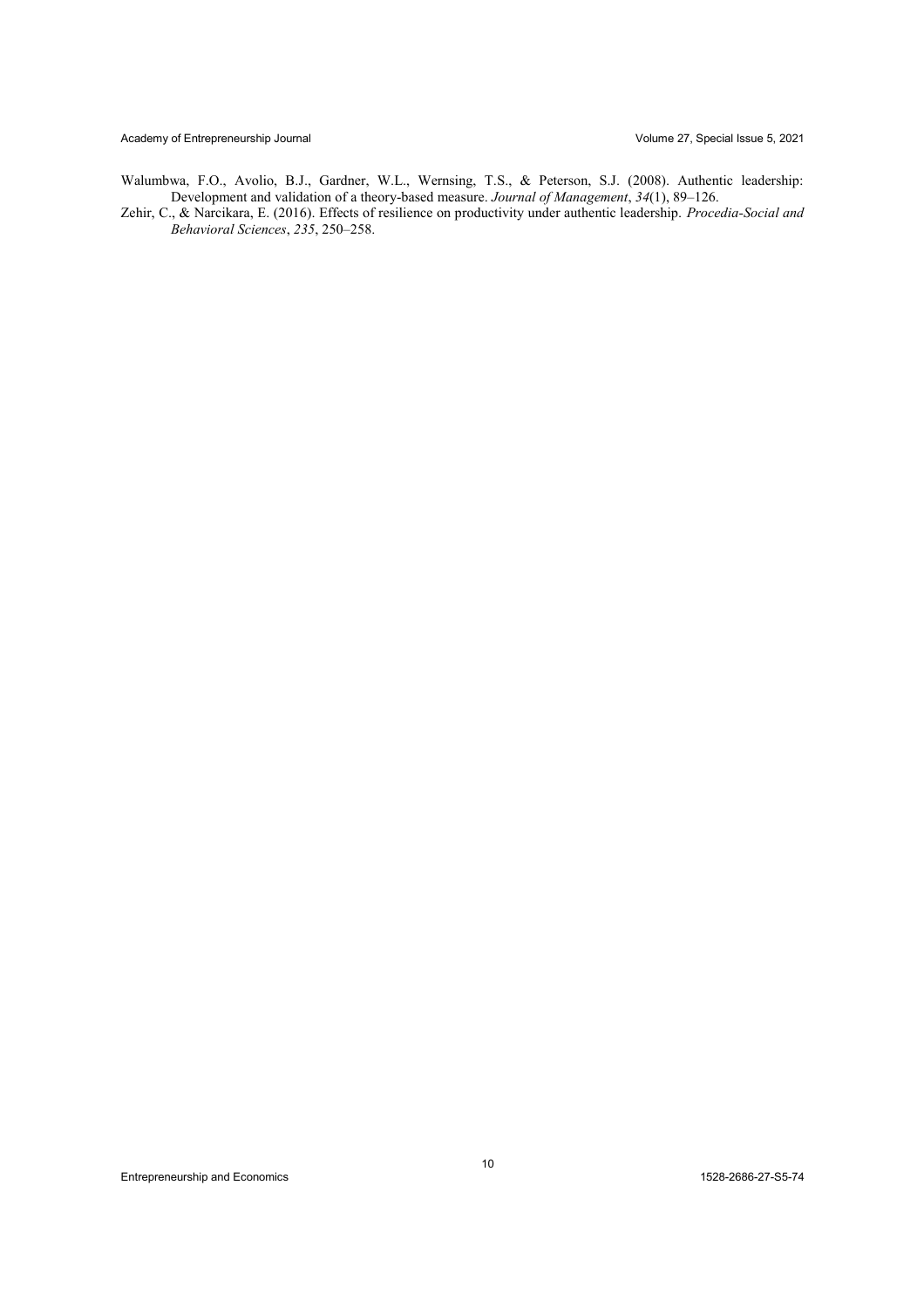Walumbwa, F.O., Avolio, B.J., Gardner, W.L., Wernsing, T.S., & Peterson, S.J. (2008). Authentic leadership: Development and validation of a theory-based measure. *Journal of Management*, *34*(1), 89–126.

Zehir, C., & Narcikara, E. (2016). Effects of resilience on productivity under authentic leadership. *Procedia-Social and Behavioral Sciences*, *235*, 250–258.